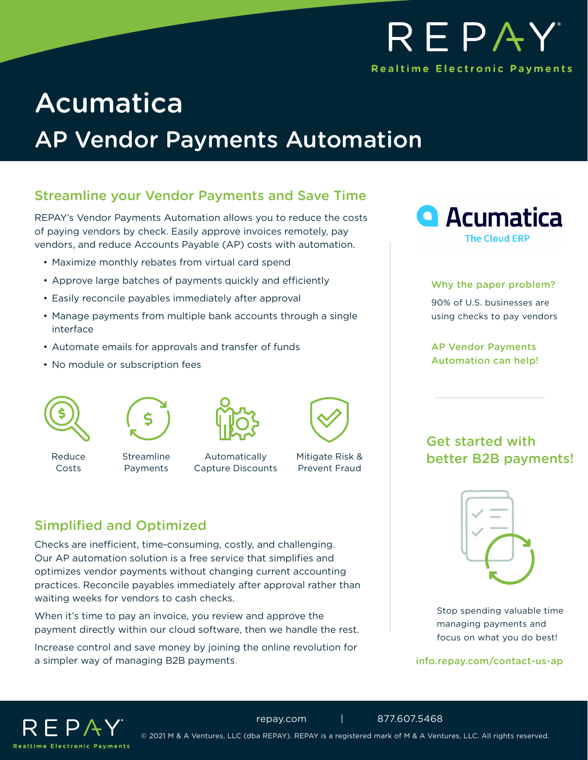REPAY

Realtime Electronic Payments

# Acumatica

## AP Vendor Payments Automation

### Streamline your Vendor Payments and Save Time

REPAY's Vendor Payments Automation allows you to reduce the costs of paying vendors by check. Easily approve invoices remotely, pay vendors, and reduce Accounts Payable (AP) costs with automation.

- Maximize monthly rebates from virtual card spend
- Approve large batches of payments quickly and efficiently
- Easily reconcile payables immediately after approval
- Manage payments from multiple bank accounts through a single interface
- Automate emails for approvals and transfer of funds
- No module or subscription fees

Reduce Costs

Streamline Payments

Automatically Capture Discounts

Mitigate Risk & Prevent Fraud

### Simplified and Optimized

Checks are inefficient, time-consuming, costly, and challenging. Our AP automation solution is a free service that simplifies and optimizes vendor payments without changing current accounting practices. Reconcile payables immediately after approval rather than waiting weeks for vendors to cash checks.

When it's time to pay an invoice, you review and approve the payment directly within our cloud software, then we handle the rest.

Increase control and save money by joining the online revolution for a simpler way of managing B2B payments.

Acumatica

The Cloud ERP

**Why the paper problem?**

90% of U.S. businesses are using checks to pay vendors

**AP Vendor Payments Automation can help!**

### Get started with better B2B payments!

Stop spending valuable time managing payments and focus on what you do best!

info.repay.com/contact-us-ap

repay.com | 877.607.5468

© 2021 M & A Ventures, LLC (dba REPAY). REPAY is a registered mark of M & A Ventures, LLC. All rights reserved.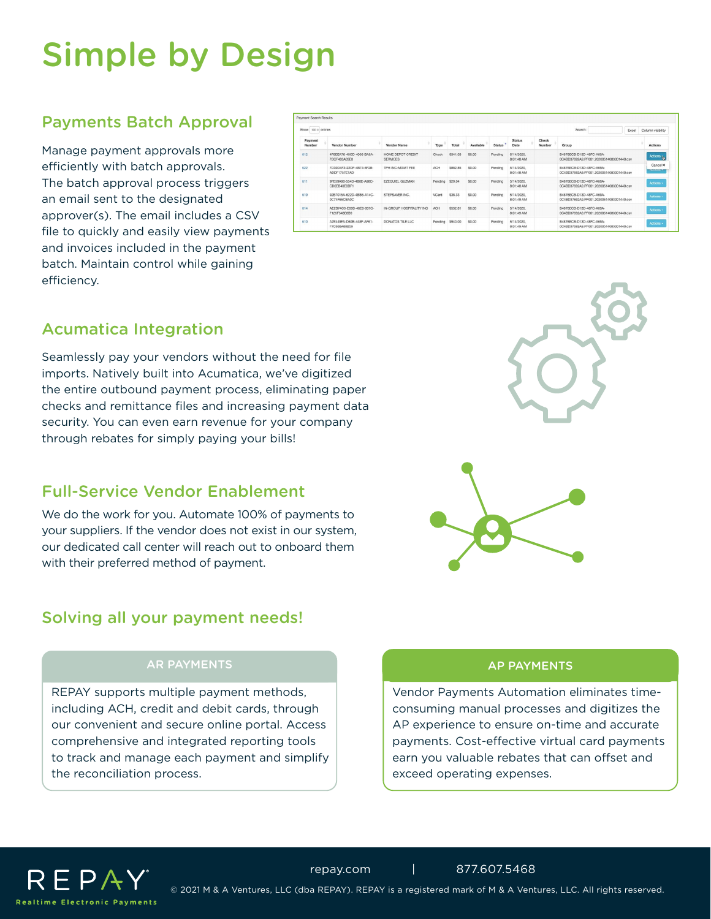# Simple by Design

## Payments Batch Approval

Manage payment approvals more efficiently with batch approvals. The batch approval process triggers an email sent to the designated approver(s). The email includes a CSV file to quickly and easily view payments and invoices included in the payment batch. Maintain control while gaining efficiency.

## Acumatica Integration

Seamlessly pay your vendors without the need for file imports. Natively built into Acumatica, we've digitized the entire outbound payment process, eliminating paper checks and remittance files and increasing payment data security. You can even earn revenue for your company through rebates for simply paying your bills!

## Full-Service Vendor Enablement

We do the work for you. Automate 100% of payments to your suppliers. If the vendor does not exist in our system, our dedicated call center will reach out to onboard them with their preferred method of payment.

## Solving all your payment needs!

### AR PAYMENTS

REPAY supports multiple payment methods, including ACH, credit and debit cards, through our convenient and secure online portal. Access comprehensive and integrated reporting tools to track and manage each payment and simplify the reconciliation process.

### AP PAYMENTS

Vendor Payments Automation eliminates time-consuming manual processes and digitizes the AP experience to ensure on-time and accurate payments. Cost-effective virtual card payments earn you valuable rebates that can offset and exceed operating expenses.

REPAY
Realtime Electronic Payments

repay.com | 877.607.5468

© 2021 M & A Ventures, LLC (dba REPAY). REPAY is a registered mark of M & A Ventures, LLC. All rights reserved.